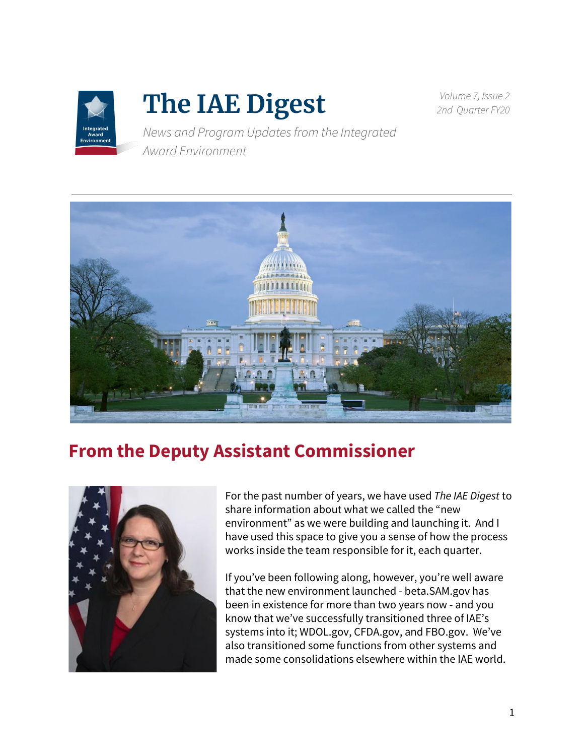# The IAE Digest

*News and Program Updates from the Integrated Award Environment*

*Volume 7, Issue 2*
*2nd Quarter FY20*

## From the Deputy Assistant Commissioner

For the past number of years, we have used *The IAE Digest* to share information about what we called the "new environment" as we were building and launching it. And I have used this space to give you a sense of how the process works inside the team responsible for it, each quarter.

If you've been following along, however, you're well aware that the new environment launched - beta.SAM.gov has been in existence for more than two years now - and you know that we've successfully transitioned three of IAE's systems into it; WDOL.gov, CFDA.gov, and FBO.gov. We've also transitioned some functions from other systems and made some consolidations elsewhere within the IAE world.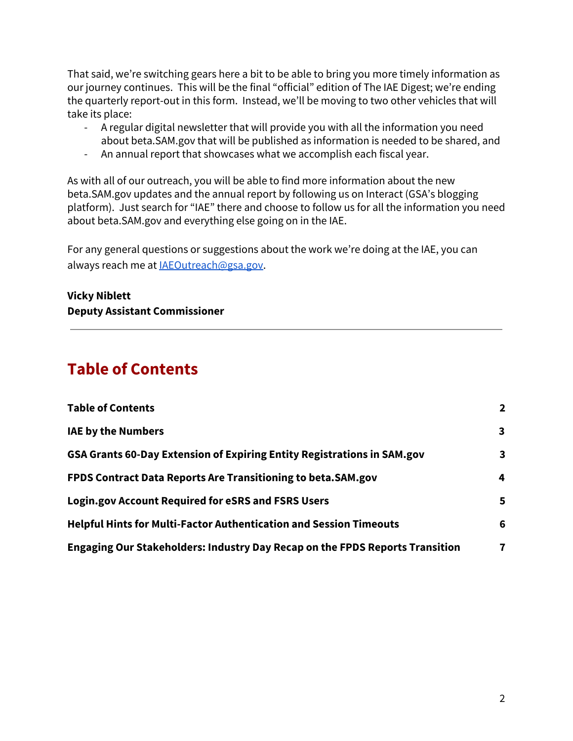That said, we're switching gears here a bit to be able to bring you more timely information as our journey continues. This will be the final "official" edition of The IAE Digest; we're ending the quarterly report-out in this form. Instead, we'll be moving to two other vehicles that will take its place:

- A regular digital newsletter that will provide you with all the information you need about beta.SAM.gov that will be published as information is needed to be shared, and
- An annual report that showcases what we accomplish each fiscal year.

As with all of our outreach, you will be able to find more information about the new beta.SAM.gov updates and the annual report by following us on Interact (GSA's blogging platform). Just search for "IAE" there and choose to follow us for all the information you need about beta.SAM.gov and everything else going on in the IAE.

For any general questions or suggestions about the work we're doing at the IAE, you can always reach me at [IAEOutreach@gsa.gov](mailto:IAEOutreach@gsa.gov).

**Vicky Niblett**
**Deputy Assistant Commissioner**

---

## Table of Contents

| | |
|---|---|
| **Table of Contents** | **2** |
| **IAE by the Numbers** | **3** |
| **GSA Grants 60-Day Extension of Expiring Entity Registrations in SAM.gov** | **3** |
| **FPDS Contract Data Reports Are Transitioning to beta.SAM.gov** | **4** |
| **Login.gov Account Required for eSRS and FSRS Users** | **5** |
| **Helpful Hints for Multi-Factor Authentication and Session Timeouts** | **6** |
| **Engaging Our Stakeholders: Industry Day Recap on the FPDS Reports Transition** | **7** |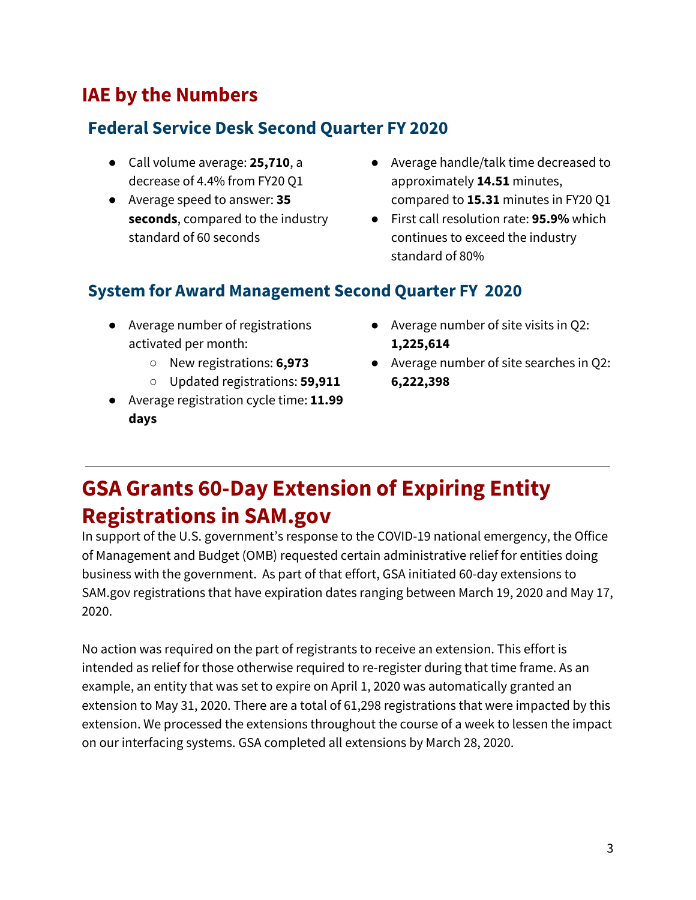## IAE by the Numbers

### Federal Service Desk Second Quarter FY 2020

- Call volume average: **25,710**, a decrease of 4.4% from FY20 Q1
- Average speed to answer: **35 seconds**, compared to the industry standard of 60 seconds
- Average handle/talk time decreased to approximately **14.51** minutes, compared to **15.31** minutes in FY20 Q1
- First call resolution rate: **95.9%** which continues to exceed the industry standard of 80%

### System for Award Management Second Quarter FY 2020

- Average number of registrations activated per month:
  - New registrations: **6,973**
  - Updated registrations: **59,911**
- Average registration cycle time: **11.99 days**
- Average number of site visits in Q2: **1,225,614**
- Average number of site searches in Q2: **6,222,398**

---

## GSA Grants 60-Day Extension of Expiring Entity Registrations in SAM.gov

In support of the U.S. government's response to the COVID-19 national emergency, the Office of Management and Budget (OMB) requested certain administrative relief for entities doing business with the government. As part of that effort, GSA initiated 60-day extensions to SAM.gov registrations that have expiration dates ranging between March 19, 2020 and May 17, 2020.

No action was required on the part of registrants to receive an extension. This effort is intended as relief for those otherwise required to re-register during that time frame. As an example, an entity that was set to expire on April 1, 2020 was automatically granted an extension to May 31, 2020. There are a total of 61,298 registrations that were impacted by this extension. We processed the extensions throughout the course of a week to lessen the impact on our interfacing systems. GSA completed all extensions by March 28, 2020.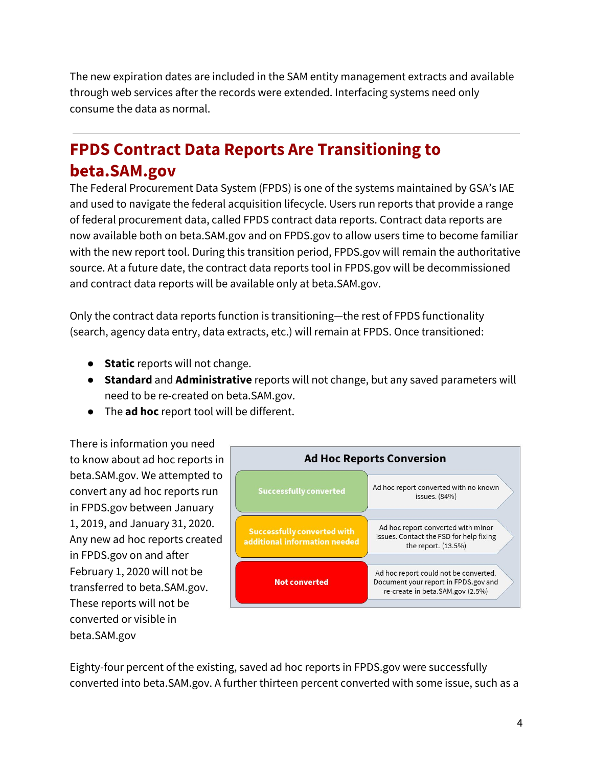The new expiration dates are included in the SAM entity management extracts and available through web services after the records were extended. Interfacing systems need only consume the data as normal.

---

## FPDS Contract Data Reports Are Transitioning to beta.SAM.gov

The Federal Procurement Data System (FPDS) is one of the systems maintained by GSA's IAE and used to navigate the federal acquisition lifecycle. Users run reports that provide a range of federal procurement data, called FPDS contract data reports. Contract data reports are now available both on beta.SAM.gov and on FPDS.gov to allow users time to become familiar with the new report tool. During this transition period, FPDS.gov will remain the authoritative source. At a future date, the contract data reports tool in FPDS.gov will be decommissioned and contract data reports will be available only at beta.SAM.gov.

Only the contract data reports function is transitioning—the rest of FPDS functionality (search, agency data entry, data extracts, etc.) will remain at FPDS. Once transitioned:

- **Static** reports will not change.
- **Standard** and **Administrative** reports will not change, but any saved parameters will need to be re-created on beta.SAM.gov.
- The **ad hoc** report tool will be different.

There is information you need to know about ad hoc reports in beta.SAM.gov. We attempted to convert any ad hoc reports run in FPDS.gov between January 1, 2019, and January 31, 2020. Any new ad hoc reports created in FPDS.gov on and after February 1, 2020 will not be transferred to beta.SAM.gov. These reports will not be converted or visible in beta.SAM.gov

**Ad Hoc Reports Conversion**

| Status | Description |
|---|---|
| Successfully converted | Ad hoc report converted with no known issues. (84%) |
| Successfully converted with additional information needed | Ad hoc report converted with minor issues. Contact the FSD for help fixing the report. (13.5%) |
| Not converted | Ad hoc report could not be converted. Document your report in FPDS.gov and re-create in beta.SAM.gov (2.5%) |

Eighty-four percent of the existing, saved ad hoc reports in FPDS.gov were successfully converted into beta.SAM.gov. A further thirteen percent converted with some issue, such as a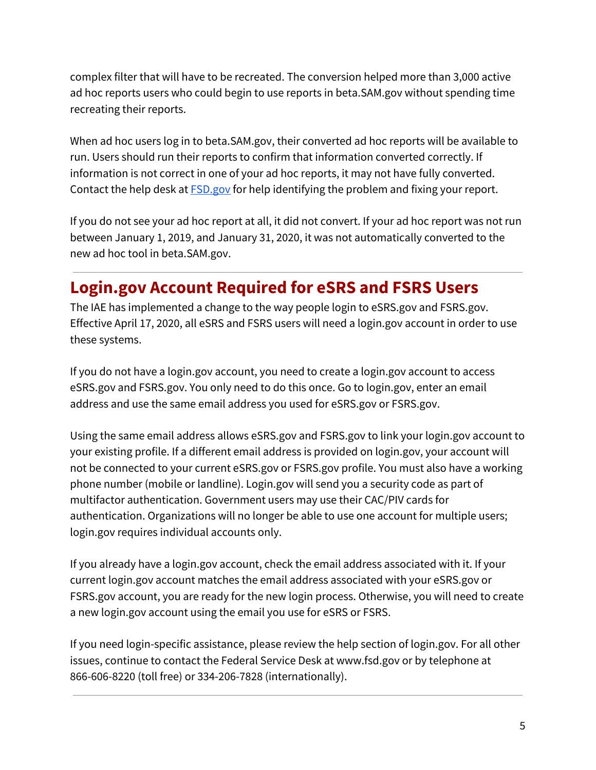complex filter that will have to be recreated. The conversion helped more than 3,000 active ad hoc reports users who could begin to use reports in beta.SAM.gov without spending time recreating their reports.

When ad hoc users log in to beta.SAM.gov, their converted ad hoc reports will be available to run. Users should run their reports to confirm that information converted correctly. If information is not correct in one of your ad hoc reports, it may not have fully converted. Contact the help desk at [FSD.gov](FSD.gov) for help identifying the problem and fixing your report.

If you do not see your ad hoc report at all, it did not convert. If your ad hoc report was not run between January 1, 2019, and January 31, 2020, it was not automatically converted to the new ad hoc tool in beta.SAM.gov.

---

## Login.gov Account Required for eSRS and FSRS Users

The IAE has implemented a change to the way people login to eSRS.gov and FSRS.gov. Effective April 17, 2020, all eSRS and FSRS users will need a login.gov account in order to use these systems.

If you do not have a login.gov account, you need to create a login.gov account to access eSRS.gov and FSRS.gov. You only need to do this once. Go to login.gov, enter an email address and use the same email address you used for eSRS.gov or FSRS.gov.

Using the same email address allows eSRS.gov and FSRS.gov to link your login.gov account to your existing profile. If a different email address is provided on login.gov, your account will not be connected to your current eSRS.gov or FSRS.gov profile. You must also have a working phone number (mobile or landline). Login.gov will send you a security code as part of multifactor authentication. Government users may use their CAC/PIV cards for authentication. Organizations will no longer be able to use one account for multiple users; login.gov requires individual accounts only.

If you already have a login.gov account, check the email address associated with it. If your current login.gov account matches the email address associated with your eSRS.gov or FSRS.gov account, you are ready for the new login process. Otherwise, you will need to create a new login.gov account using the email you use for eSRS or FSRS.

If you need login-specific assistance, please review the help section of login.gov. For all other issues, continue to contact the Federal Service Desk at www.fsd.gov or by telephone at 866-606-8220 (toll free) or 334-206-7828 (internationally).

---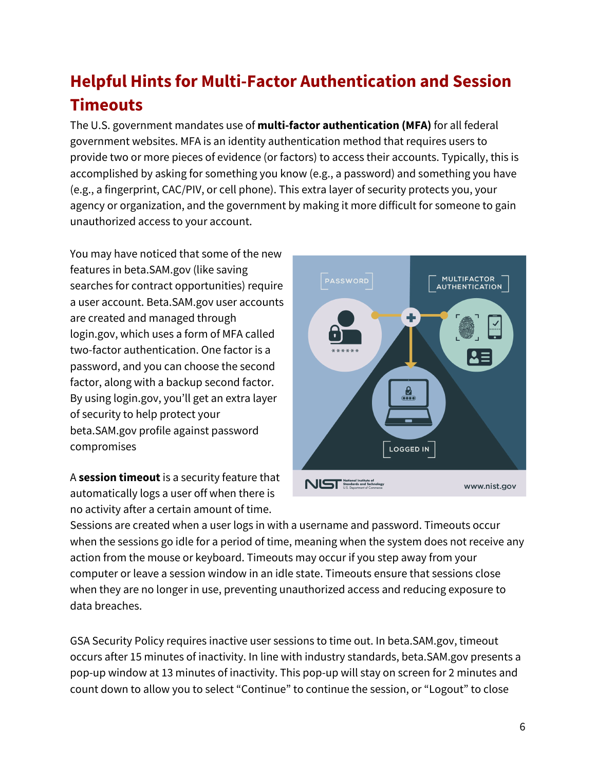## Helpful Hints for Multi-Factor Authentication and Session Timeouts

The U.S. government mandates use of **multi-factor authentication (MFA)** for all federal government websites. MFA is an identity authentication method that requires users to provide two or more pieces of evidence (or factors) to access their accounts. Typically, this is accomplished by asking for something you know (e.g., a password) and something you have (e.g., a fingerprint, CAC/PIV, or cell phone). This extra layer of security protects you, your agency or organization, and the government by making it more difficult for someone to gain unauthorized access to your account.

You may have noticed that some of the new features in beta.SAM.gov (like saving searches for contract opportunities) require a user account. Beta.SAM.gov user accounts are created and managed through login.gov, which uses a form of MFA called two-factor authentication. One factor is a password, and you can choose the second factor, along with a backup second factor. By using login.gov, you'll get an extra layer of security to help protect your beta.SAM.gov profile against password compromises

A **session timeout** is a security feature that automatically logs a user off when there is no activity after a certain amount of time. Sessions are created when a user logs in with a username and password. Timeouts occur when the sessions go idle for a period of time, meaning when the system does not receive any action from the mouse or keyboard. Timeouts may occur if you step away from your computer or leave a session window in an idle state. Timeouts ensure that sessions close when they are no longer in use, preventing unauthorized access and reducing exposure to data breaches.

GSA Security Policy requires inactive user sessions to time out. In beta.SAM.gov, timeout occurs after 15 minutes of inactivity. In line with industry standards, beta.SAM.gov presents a pop-up window at 13 minutes of inactivity. This pop-up will stay on screen for 2 minutes and count down to allow you to select "Continue" to continue the session, or "Logout" to close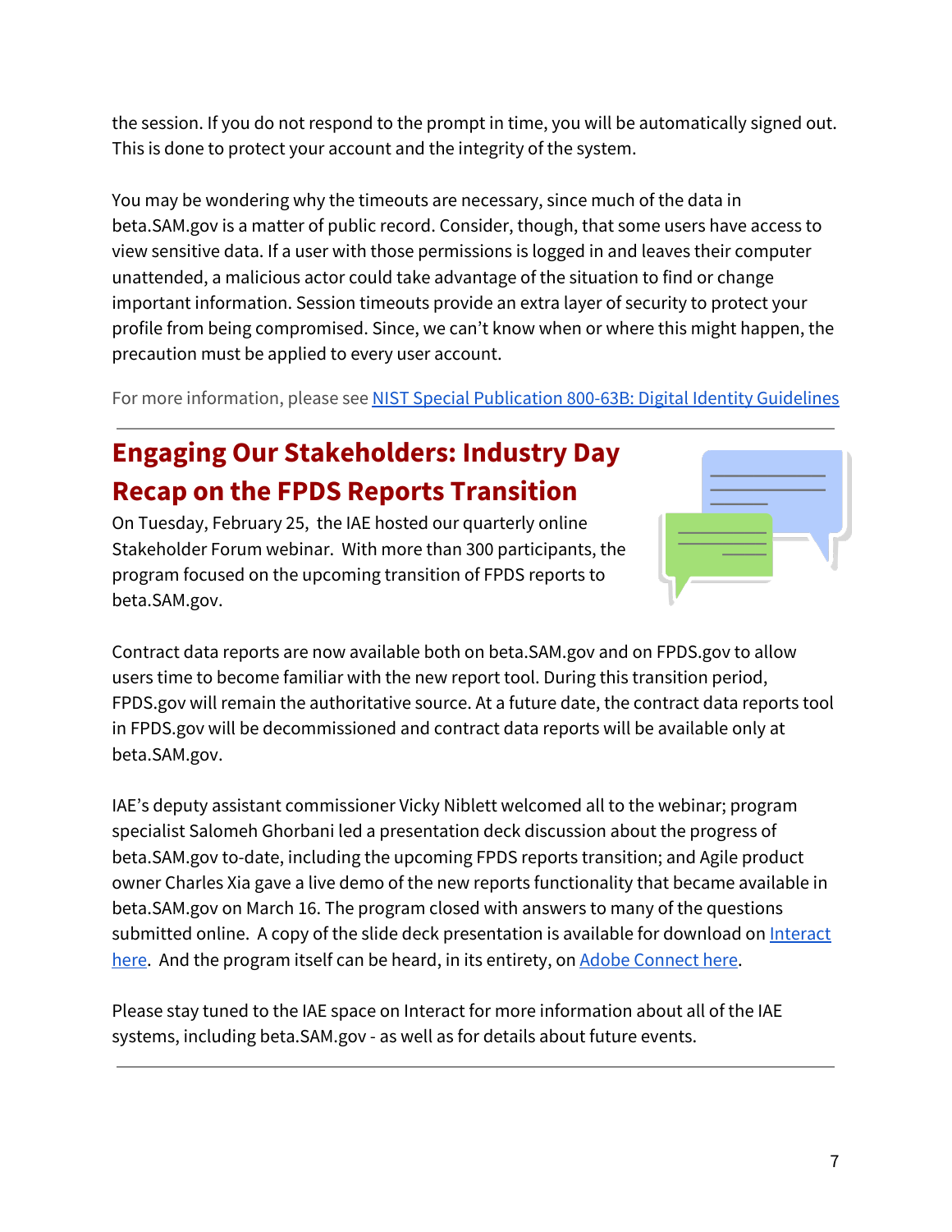the session. If you do not respond to the prompt in time, you will be automatically signed out. This is done to protect your account and the integrity of the system.

You may be wondering why the timeouts are necessary, since much of the data in beta.SAM.gov is a matter of public record. Consider, though, that some users have access to view sensitive data. If a user with those permissions is logged in and leaves their computer unattended, a malicious actor could take advantage of the situation to find or change important information. Session timeouts provide an extra layer of security to protect your profile from being compromised. Since, we can't know when or where this might happen, the precaution must be applied to every user account.

For more information, please see [NIST Special Publication 800-63B: Digital Identity Guidelines]

---

## Engaging Our Stakeholders: Industry Day Recap on the FPDS Reports Transition

On Tuesday, February 25, the IAE hosted our quarterly online Stakeholder Forum webinar. With more than 300 participants, the program focused on the upcoming transition of FPDS reports to beta.SAM.gov.

Contract data reports are now available both on beta.SAM.gov and on FPDS.gov to allow users time to become familiar with the new report tool. During this transition period, FPDS.gov will remain the authoritative source. At a future date, the contract data reports tool in FPDS.gov will be decommissioned and contract data reports will be available only at beta.SAM.gov.

IAE's deputy assistant commissioner Vicky Niblett welcomed all to the webinar; program specialist Salomeh Ghorbani led a presentation deck discussion about the progress of beta.SAM.gov to-date, including the upcoming FPDS reports transition; and Agile product owner Charles Xia gave a live demo of the new reports functionality that became available in beta.SAM.gov on March 16. The program closed with answers to many of the questions submitted online. A copy of the slide deck presentation is available for download on [Interact here]. And the program itself can be heard, in its entirety, on [Adobe Connect here].

Please stay tuned to the IAE space on Interact for more information about all of the IAE systems, including beta.SAM.gov - as well as for details about future events.

---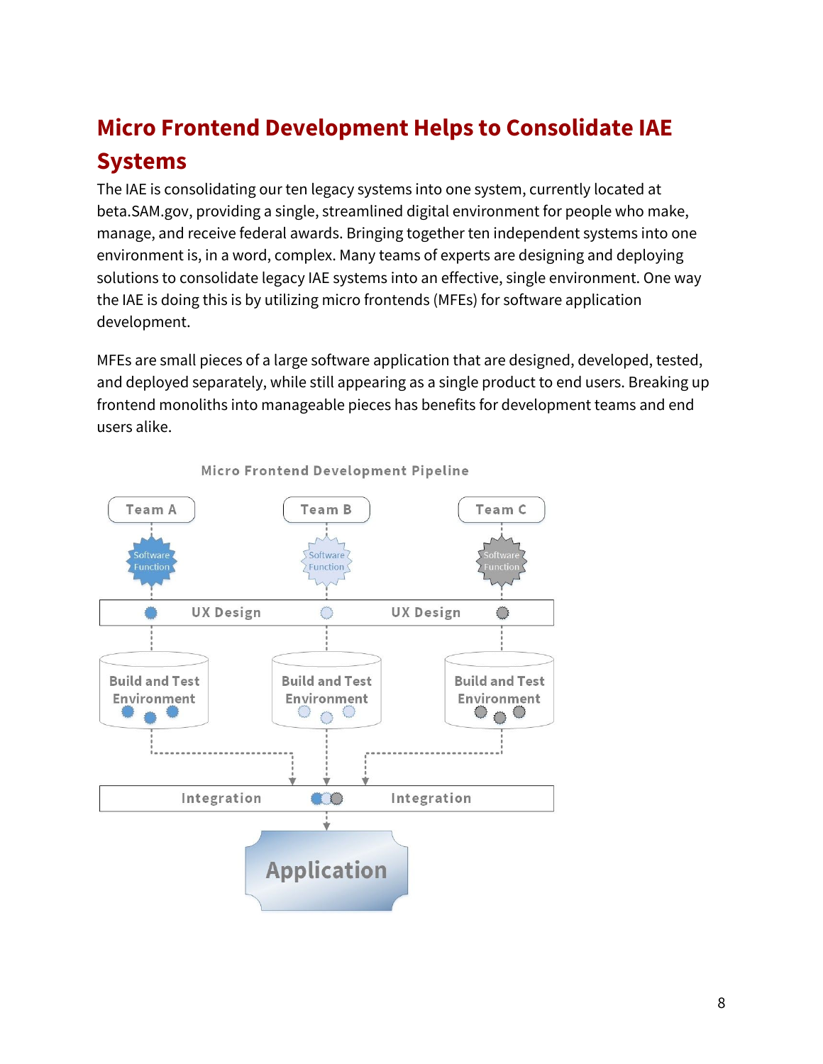## Micro Frontend Development Helps to Consolidate IAE Systems

The IAE is consolidating our ten legacy systems into one system, currently located at beta.SAM.gov, providing a single, streamlined digital environment for people who make, manage, and receive federal awards. Bringing together ten independent systems into one environment is, in a word, complex. Many teams of experts are designing and deploying solutions to consolidate legacy IAE systems into an effective, single environment. One way the IAE is doing this is by utilizing micro frontends (MFEs) for software application development.

MFEs are small pieces of a large software application that are designed, developed, tested, and deployed separately, while still appearing as a single product to end users. Breaking up frontend monoliths into manageable pieces has benefits for development teams and end users alike.

Micro Frontend Development Pipeline

Team A | Team B | Team C

Software Function | Software Function | Software Function

UX Design | UX Design

Build and Test Environment | Build and Test Environment | Build and Test Environment

Integration | Integration

Application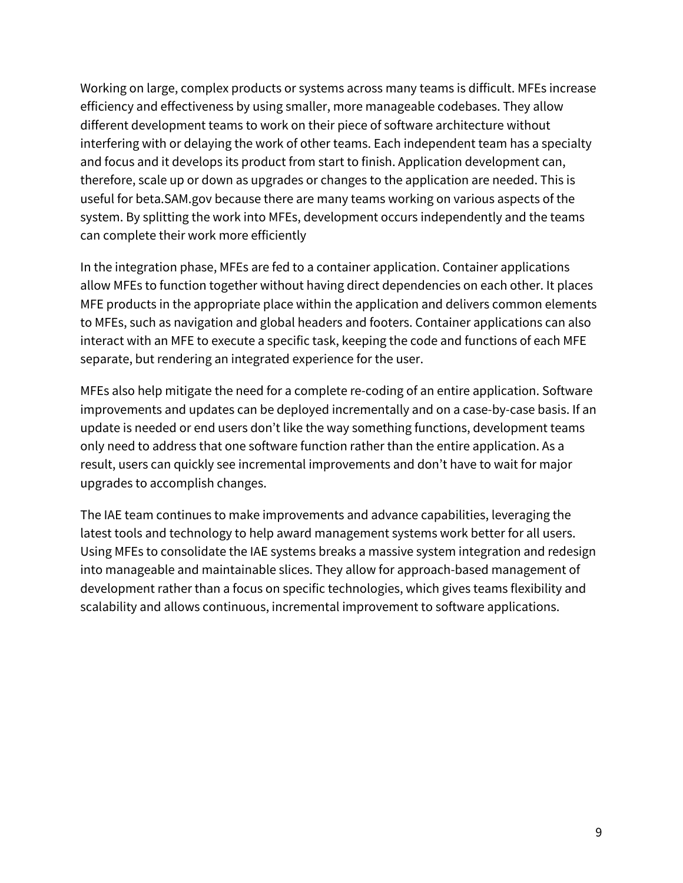Working on large, complex products or systems across many teams is difficult. MFEs increase efficiency and effectiveness by using smaller, more manageable codebases. They allow different development teams to work on their piece of software architecture without interfering with or delaying the work of other teams. Each independent team has a specialty and focus and it develops its product from start to finish. Application development can, therefore, scale up or down as upgrades or changes to the application are needed. This is useful for beta.SAM.gov because there are many teams working on various aspects of the system. By splitting the work into MFEs, development occurs independently and the teams can complete their work more efficiently

In the integration phase, MFEs are fed to a container application. Container applications allow MFEs to function together without having direct dependencies on each other. It places MFE products in the appropriate place within the application and delivers common elements to MFEs, such as navigation and global headers and footers. Container applications can also interact with an MFE to execute a specific task, keeping the code and functions of each MFE separate, but rendering an integrated experience for the user.

MFEs also help mitigate the need for a complete re-coding of an entire application. Software improvements and updates can be deployed incrementally and on a case-by-case basis. If an update is needed or end users don't like the way something functions, development teams only need to address that one software function rather than the entire application. As a result, users can quickly see incremental improvements and don't have to wait for major upgrades to accomplish changes.

The IAE team continues to make improvements and advance capabilities, leveraging the latest tools and technology to help award management systems work better for all users. Using MFEs to consolidate the IAE systems breaks a massive system integration and redesign into manageable and maintainable slices. They allow for approach-based management of development rather than a focus on specific technologies, which gives teams flexibility and scalability and allows continuous, incremental improvement to software applications.